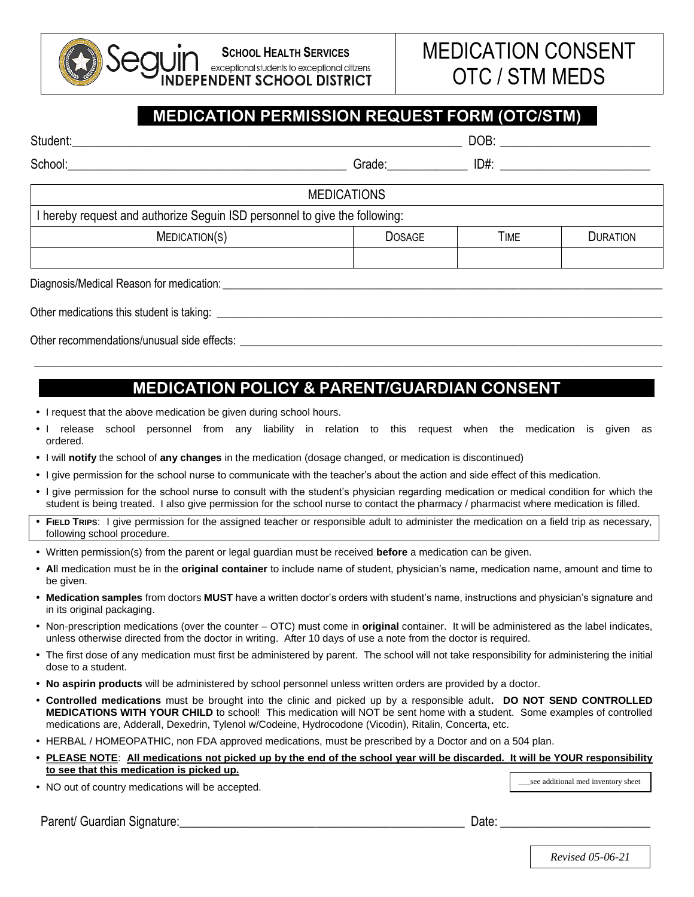**School Health Services**
exceptional students to exceptional citizens
**Seguin INDEPENDENT SCHOOL DISTRICT**

# MEDICATION CONSENT OTC / STM MEDS

## MEDICATION PERMISSION REQUEST FORM (OTC/STM)

Student:_______________________________________________ DOB: ____________________

School:_____________________________________ Grade:__________ ID#: ____________________

| MEDICATIONS | | | |
|---|---|---|---|
| I hereby request and authorize Seguin ISD personnel to give the following: | | | |
| MEDICATION(S) | DOSAGE | TIME | DURATION |
| | | | |

Diagnosis/Medical Reason for medication: ____________________________________________

Other medications this student is taking: ____________________________________________

Other recommendations/unusual side effects: ____________________________________________

## MEDICATION POLICY & PARENT/GUARDIAN CONSENT

- I request that the above medication be given during school hours.
- I release school personnel from any liability in relation to this request when the medication is given as ordered.
- I will **notify** the school of **any changes** in the medication (dosage changed, or medication is discontinued)
- I give permission for the school nurse to communicate with the teacher's about the action and side effect of this medication.
- I give permission for the school nurse to consult with the student's physician regarding medication or medical condition for which the student is being treated. I also give permission for the school nurse to contact the pharmacy / pharmacist where medication is filled.
- **FIELD TRIPS**: I give permission for the assigned teacher or responsible adult to administer the medication on a field trip as necessary, following school procedure.
- Written permission(s) from the parent or legal guardian must be received **before** a medication can be given.
- **Al**l medication must be in the **original container** to include name of student, physician's name, medication name, amount and time to be given.
- **Medication samples** from doctors **MUST** have a written doctor's orders with student's name, instructions and physician's signature and in its original packaging.
- Non-prescription medications (over the counter – OTC) must come in **original** container. It will be administered as the label indicates, unless otherwise directed from the doctor in writing. After 10 days of use a note from the doctor is required.
- The first dose of any medication must first be administered by parent. The school will not take responsibility for administering the initial dose to a student.
- **No aspirin products** will be administered by school personnel unless written orders are provided by a doctor.
- **Controlled medications** must be brought into the clinic and picked up by a responsible adult**. DO NOT SEND CONTROLLED MEDICATIONS WITH YOUR CHILD** to school! This medication will NOT be sent home with a student. Some examples of controlled medications are, Adderall, Dexedrin, Tylenol w/Codeine, Hydrocodone (Vicodin), Ritalin, Concerta, etc.
- HERBAL / HOMEOPATHIC, non FDA approved medications, must be prescribed by a Doctor and on a 504 plan.
- **PLEASE NOTE**: **All medications not picked up by the end of the school year will be discarded. It will be YOUR responsibility to see that this medication is picked up.**
- NO out of country medications will be accepted.

___see additional med inventory sheet

Parent/ Guardian Signature:_______________________________________ Date: ____________________

*Revised 05-06-21*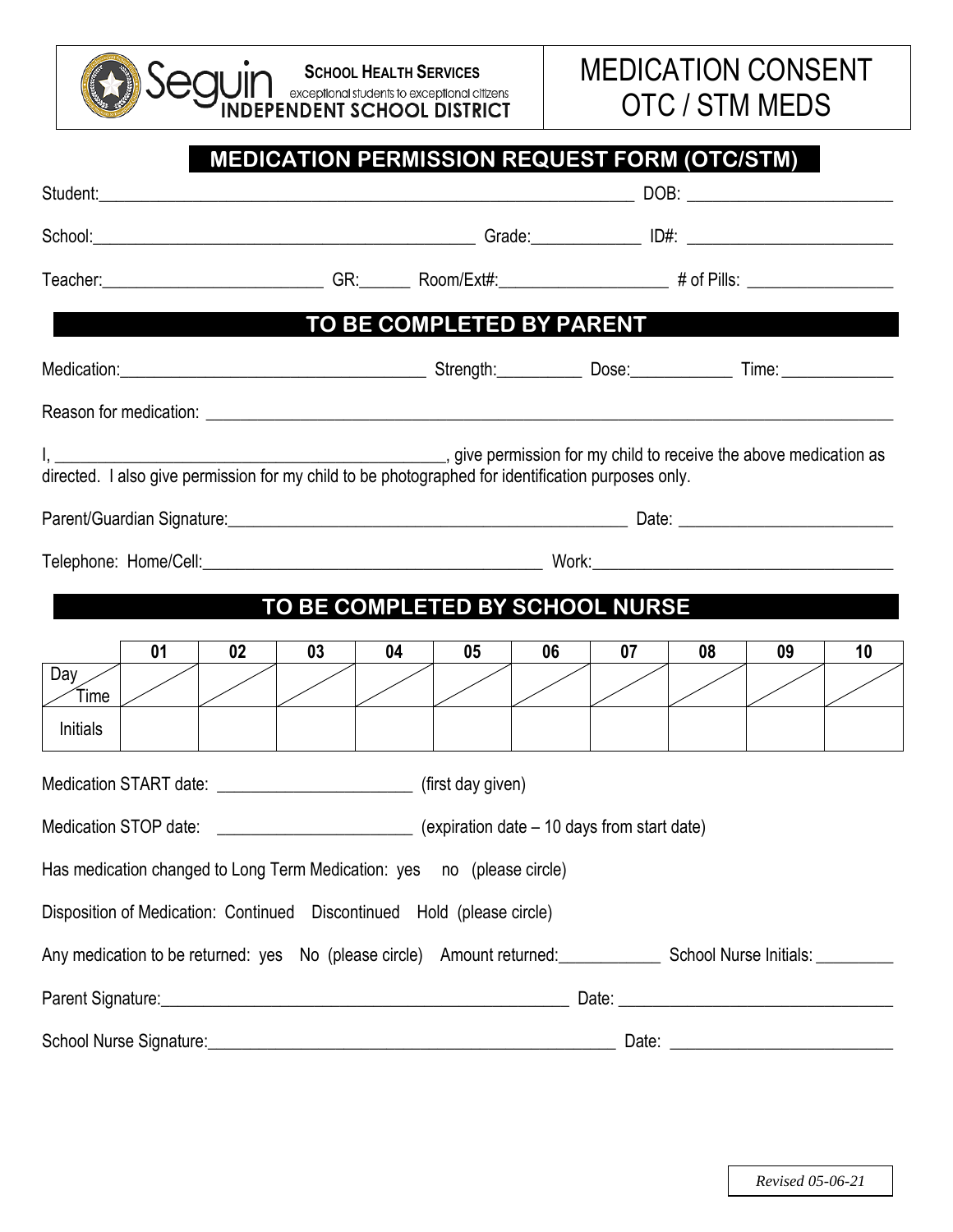**SCHOOL HEALTH SERVICES**
exceptional students to exceptional citizens
Seguin INDEPENDENT SCHOOL DISTRICT

# MEDICATION CONSENT OTC / STM MEDS

## MEDICATION PERMISSION REQUEST FORM (OTC/STM)

Student:_______________________________________________ DOB: ____________________

School:__________________________________ Grade:__________ ID#: ____________________

Teacher:____________________ GR:_____ Room/Ext#:_______________ # of Pills: ______________

## TO BE COMPLETED BY PARENT

Medication:___________________________ Strength:________ Dose:_________ Time: __________

Reason for medication: ________________________________________________________________

I, ____________________________________, give permission for my child to receive the above medication as directed. I also give permission for my child to be photographed for identification purposes only.

Parent/Guardian Signature:____________________________________ Date: ____________________

Telephone: Home/Cell:______________________________ Work:___________________________

## TO BE COMPLETED BY SCHOOL NURSE

| | 01 | 02 | 03 | 04 | 05 | 06 | 07 | 08 | 09 | 10 |
|---|---|---|---|---|---|---|---|---|---|---|
| Day / Time | | | | | | | | | | |
| Initials | | | | | | | | | | |

Medication START date: __________________ (first day given)

Medication STOP date: __________________ (expiration date – 10 days from start date)

Has medication changed to Long Term Medication: yes no (please circle)

Disposition of Medication: Continued Discontinued Hold (please circle)

Any medication to be returned: yes No (please circle) Amount returned:_________ School Nurse Initials: _______

Parent Signature:_____________________________________ Date: _________________________

School Nurse Signature:______________________________________ Date: ____________________

*Revised 05-06-21*